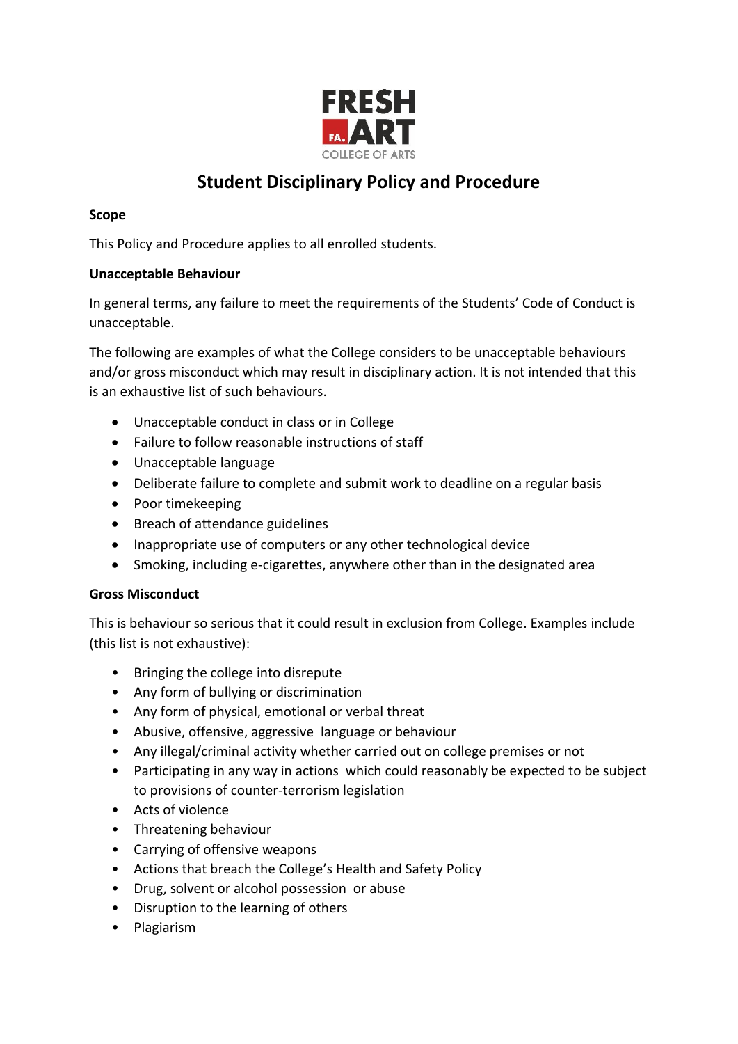FRESH ART
COLLEGE OF ARTS

# Student Disciplinary Policy and Procedure

**Scope**

This Policy and Procedure applies to all enrolled students.

**Unacceptable Behaviour**

In general terms, any failure to meet the requirements of the Students' Code of Conduct is unacceptable.

The following are examples of what the College considers to be unacceptable behaviours and/or gross misconduct which may result in disciplinary action. It is not intended that this is an exhaustive list of such behaviours.

- Unacceptable conduct in class or in College
- Failure to follow reasonable instructions of staff
- Unacceptable language
- Deliberate failure to complete and submit work to deadline on a regular basis
- Poor timekeeping
- Breach of attendance guidelines
- Inappropriate use of computers or any other technological device
- Smoking, including e-cigarettes, anywhere other than in the designated area

**Gross Misconduct**

This is behaviour so serious that it could result in exclusion from College. Examples include (this list is not exhaustive):

- Bringing the college into disrepute
- Any form of bullying or discrimination
- Any form of physical, emotional or verbal threat
- Abusive, offensive, aggressive language or behaviour
- Any illegal/criminal activity whether carried out on college premises or not
- Participating in any way in actions which could reasonably be expected to be subject to provisions of counter-terrorism legislation
- Acts of violence
- Threatening behaviour
- Carrying of offensive weapons
- Actions that breach the College's Health and Safety Policy
- Drug, solvent or alcohol possession or abuse
- Disruption to the learning of others
- Plagiarism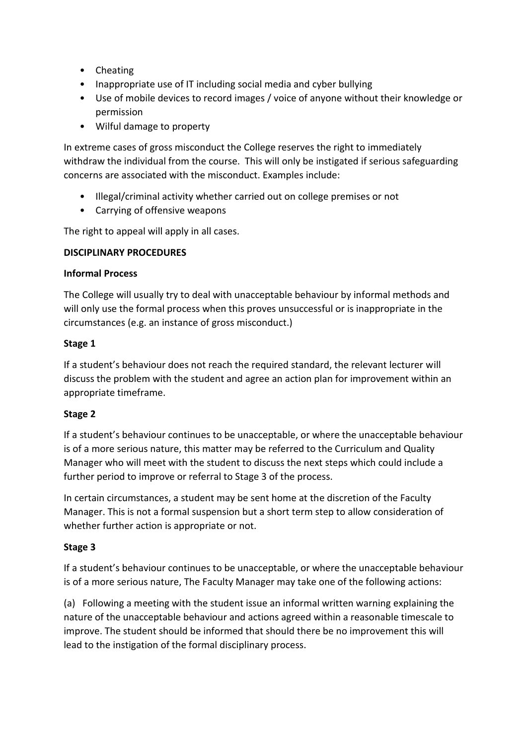- Cheating
- Inappropriate use of IT including social media and cyber bullying
- Use of mobile devices to record images / voice of anyone without their knowledge or permission
- Wilful damage to property

In extreme cases of gross misconduct the College reserves the right to immediately withdraw the individual from the course. This will only be instigated if serious safeguarding concerns are associated with the misconduct. Examples include:

- Illegal/criminal activity whether carried out on college premises or not
- Carrying of offensive weapons

The right to appeal will apply in all cases.

**DISCIPLINARY PROCEDURES**

**Informal Process**

The College will usually try to deal with unacceptable behaviour by informal methods and will only use the formal process when this proves unsuccessful or is inappropriate in the circumstances (e.g. an instance of gross misconduct.)

**Stage 1**

If a student's behaviour does not reach the required standard, the relevant lecturer will discuss the problem with the student and agree an action plan for improvement within an appropriate timeframe.

**Stage 2**

If a student's behaviour continues to be unacceptable, or where the unacceptable behaviour is of a more serious nature, this matter may be referred to the Curriculum and Quality Manager who will meet with the student to discuss the next steps which could include a further period to improve or referral to Stage 3 of the process.

In certain circumstances, a student may be sent home at the discretion of the Faculty Manager. This is not a formal suspension but a short term step to allow consideration of whether further action is appropriate or not.

**Stage 3**

If a student's behaviour continues to be unacceptable, or where the unacceptable behaviour is of a more serious nature, The Faculty Manager may take one of the following actions:

(a) Following a meeting with the student issue an informal written warning explaining the nature of the unacceptable behaviour and actions agreed within a reasonable timescale to improve. The student should be informed that should there be no improvement this will lead to the instigation of the formal disciplinary process.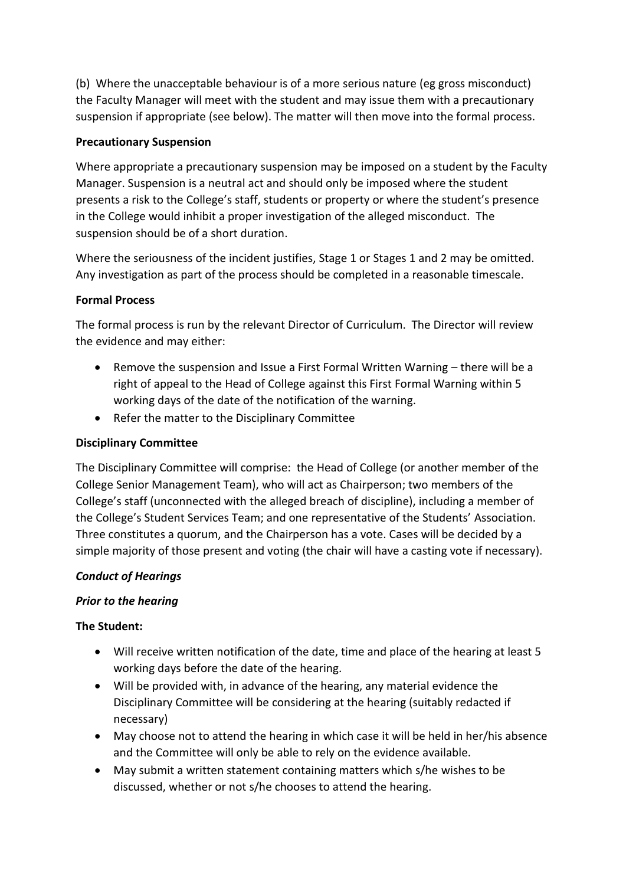(b) Where the unacceptable behaviour is of a more serious nature (eg gross misconduct) the Faculty Manager will meet with the student and may issue them with a precautionary suspension if appropriate (see below). The matter will then move into the formal process.

**Precautionary Suspension**

Where appropriate a precautionary suspension may be imposed on a student by the Faculty Manager. Suspension is a neutral act and should only be imposed where the student presents a risk to the College's staff, students or property or where the student's presence in the College would inhibit a proper investigation of the alleged misconduct. The suspension should be of a short duration.

Where the seriousness of the incident justifies, Stage 1 or Stages 1 and 2 may be omitted. Any investigation as part of the process should be completed in a reasonable timescale.

**Formal Process**

The formal process is run by the relevant Director of Curriculum. The Director will review the evidence and may either:

- Remove the suspension and Issue a First Formal Written Warning – there will be a right of appeal to the Head of College against this First Formal Warning within 5 working days of the date of the notification of the warning.
- Refer the matter to the Disciplinary Committee

**Disciplinary Committee**

The Disciplinary Committee will comprise: the Head of College (or another member of the College Senior Management Team), who will act as Chairperson; two members of the College's staff (unconnected with the alleged breach of discipline), including a member of the College's Student Services Team; and one representative of the Students' Association. Three constitutes a quorum, and the Chairperson has a vote. Cases will be decided by a simple majority of those present and voting (the chair will have a casting vote if necessary).

***Conduct of Hearings***

***Prior to the hearing***

**The Student:**

- Will receive written notification of the date, time and place of the hearing at least 5 working days before the date of the hearing.
- Will be provided with, in advance of the hearing, any material evidence the Disciplinary Committee will be considering at the hearing (suitably redacted if necessary)
- May choose not to attend the hearing in which case it will be held in her/his absence and the Committee will only be able to rely on the evidence available.
- May submit a written statement containing matters which s/he wishes to be discussed, whether or not s/he chooses to attend the hearing.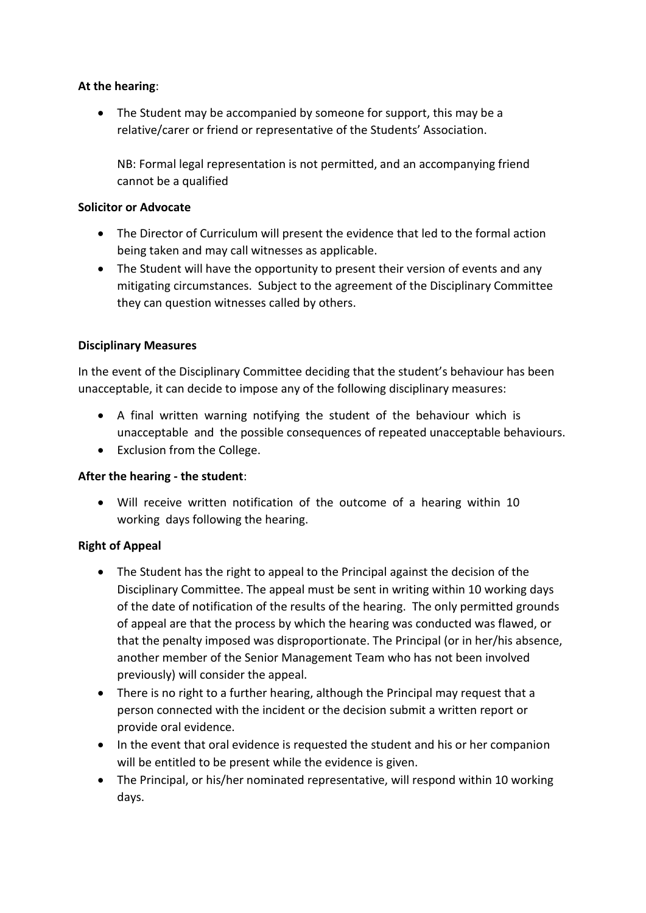**At the hearing**:

- The Student may be accompanied by someone for support, this may be a relative/carer or friend or representative of the Students' Association.

  NB: Formal legal representation is not permitted, and an accompanying friend cannot be a qualified

**Solicitor or Advocate**

- The Director of Curriculum will present the evidence that led to the formal action being taken and may call witnesses as applicable.
- The Student will have the opportunity to present their version of events and any mitigating circumstances. Subject to the agreement of the Disciplinary Committee they can question witnesses called by others.

**Disciplinary Measures**

In the event of the Disciplinary Committee deciding that the student's behaviour has been unacceptable, it can decide to impose any of the following disciplinary measures:

- A final written warning notifying the student of the behaviour which is unacceptable and the possible consequences of repeated unacceptable behaviours.
- Exclusion from the College.

**After the hearing - the student**:

- Will receive written notification of the outcome of a hearing within 10 working days following the hearing.

**Right of Appeal**

- The Student has the right to appeal to the Principal against the decision of the Disciplinary Committee. The appeal must be sent in writing within 10 working days of the date of notification of the results of the hearing. The only permitted grounds of appeal are that the process by which the hearing was conducted was flawed, or that the penalty imposed was disproportionate. The Principal (or in her/his absence, another member of the Senior Management Team who has not been involved previously) will consider the appeal.
- There is no right to a further hearing, although the Principal may request that a person connected with the incident or the decision submit a written report or provide oral evidence.
- In the event that oral evidence is requested the student and his or her companion will be entitled to be present while the evidence is given.
- The Principal, or his/her nominated representative, will respond within 10 working days.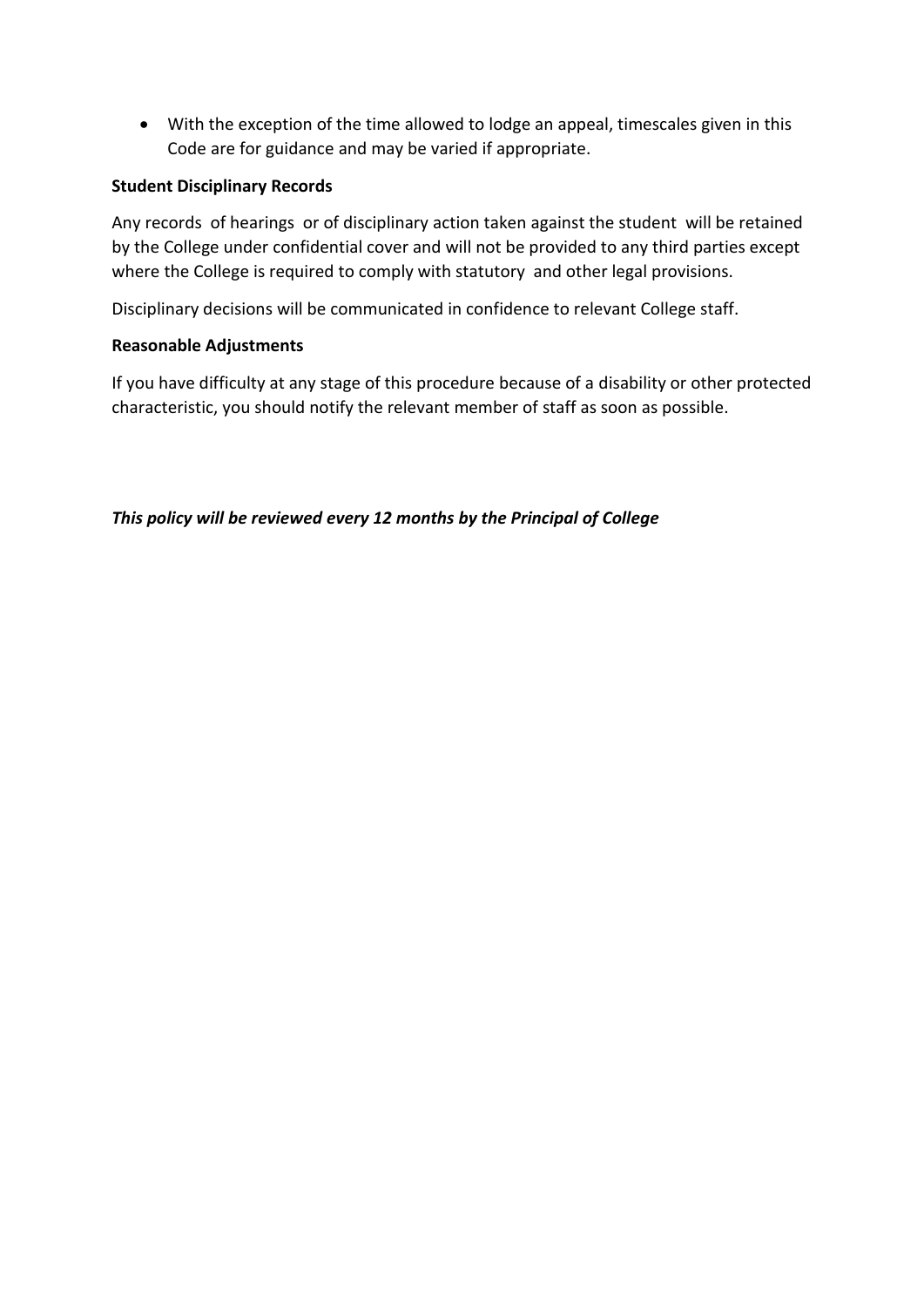- With the exception of the time allowed to lodge an appeal, timescales given in this Code are for guidance and may be varied if appropriate.

**Student Disciplinary Records**

Any records of hearings or of disciplinary action taken against the student will be retained by the College under confidential cover and will not be provided to any third parties except where the College is required to comply with statutory and other legal provisions.

Disciplinary decisions will be communicated in confidence to relevant College staff.

**Reasonable Adjustments**

If you have difficulty at any stage of this procedure because of a disability or other protected characteristic, you should notify the relevant member of staff as soon as possible.

***This policy will be reviewed every 12 months by the Principal of College***